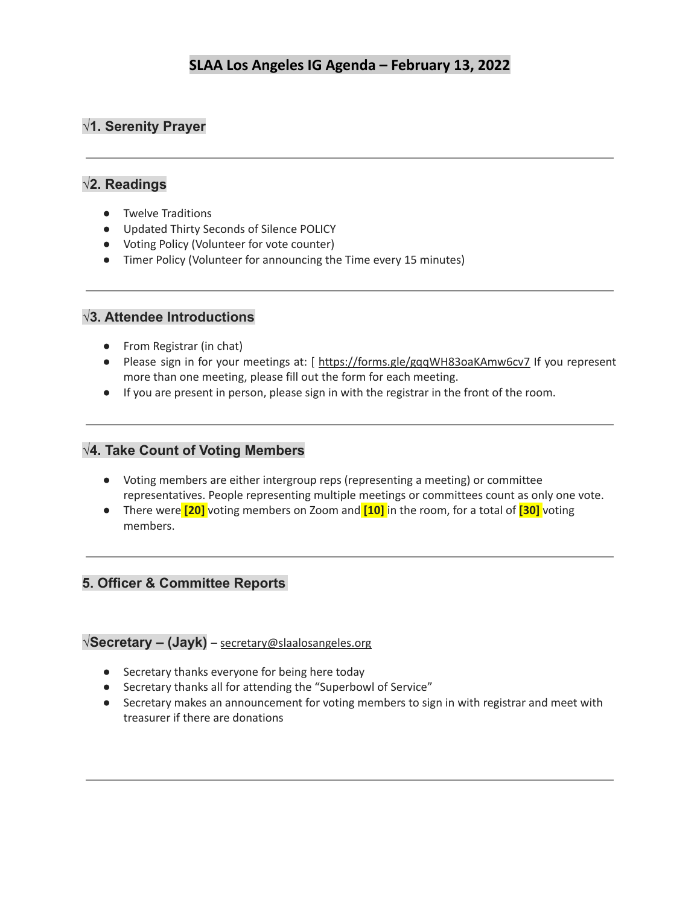# SLAA Los Angeles IG Agenda – February 13, 2022

## √1. Serenity Prayer

---

## √2. Readings

- Twelve Traditions
- Updated Thirty Seconds of Silence POLICY
- Voting Policy (Volunteer for vote counter)
- Timer Policy (Volunteer for announcing the Time every 15 minutes)

---

## √3. Attendee Introductions

- From Registrar (in chat)
- Please sign in for your meetings at: [ https://forms.gle/gqqWH83oaKAmw6cv7 If you represent more than one meeting, please fill out the form for each meeting.
- If you are present in person, please sign in with the registrar in the front of the room.

---

## √4. Take Count of Voting Members

- Voting members are either intergroup reps (representing a meeting) or committee representatives. People representing multiple meetings or committees count as only one vote.
- There were **[20]** voting members on Zoom and **[10]** in the room, for a total of **[30]** voting members.

---

## 5. Officer & Committee Reports

### √Secretary – (Jayk) – secretary@slaalosangeles.org

- Secretary thanks everyone for being here today
- Secretary thanks all for attending the "Superbowl of Service"
- Secretary makes an announcement for voting members to sign in with registrar and meet with treasurer if there are donations

---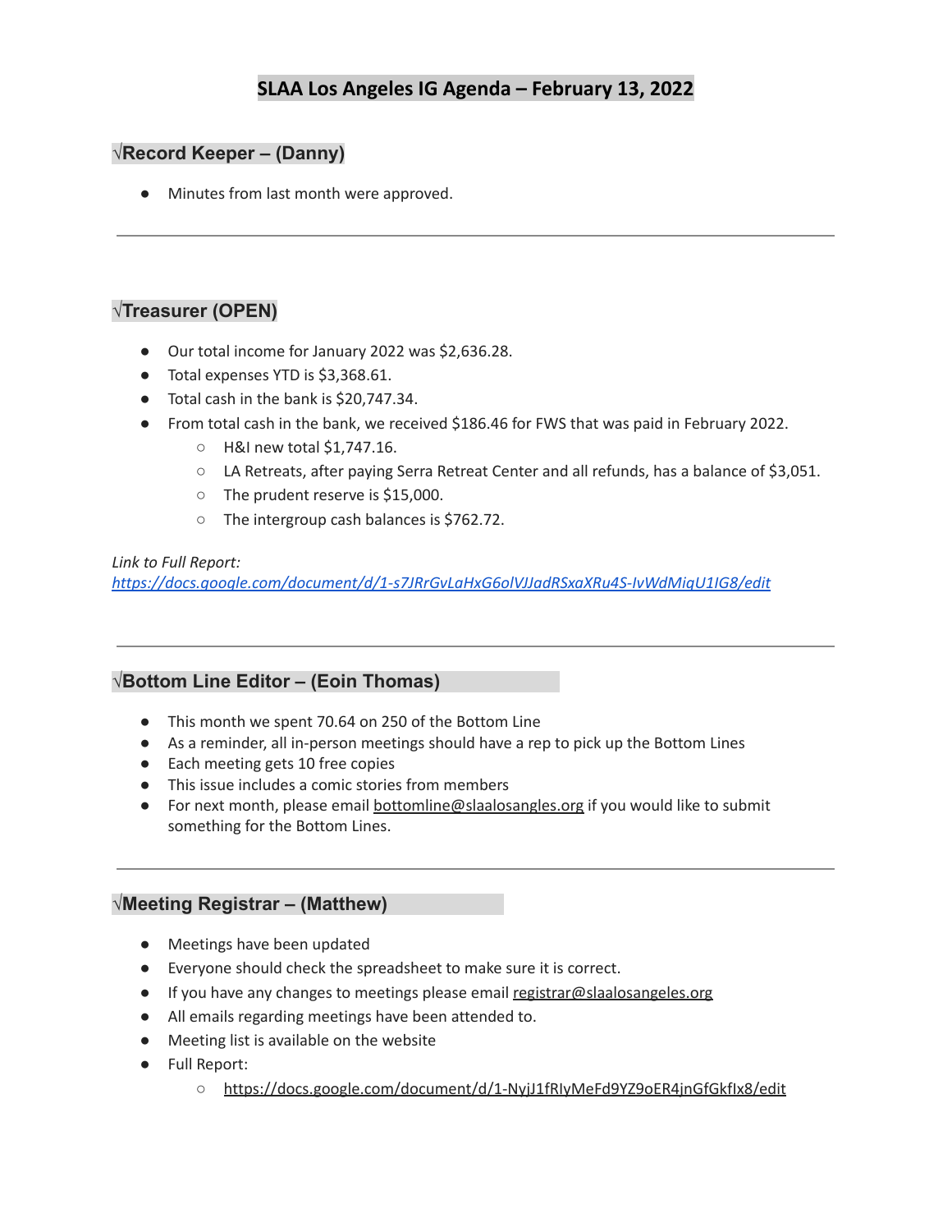# SLAA Los Angeles IG Agenda – February 13, 2022

## √Record Keeper – (Danny)

- Minutes from last month were approved.

---

## √Treasurer (OPEN)

- Our total income for January 2022 was $2,636.28.
- Total expenses YTD is $3,368.61.
- Total cash in the bank is $20,747.34.
- From total cash in the bank, we received $186.46 for FWS that was paid in February 2022.
  - H&I new total $1,747.16.
  - LA Retreats, after paying Serra Retreat Center and all refunds, has a balance of $3,051.
  - The prudent reserve is $15,000.
  - The intergroup cash balances is $762.72.

*Link to Full Report:*
*https://docs.google.com/document/d/1-s7JRrGvLaHxG6olVJJadRSxaXRu4S-IvWdMiqU1IG8/edit*

---

## √Bottom Line Editor – (Eoin Thomas)

- This month we spent 70.64 on 250 of the Bottom Line
- As a reminder, all in-person meetings should have a rep to pick up the Bottom Lines
- Each meeting gets 10 free copies
- This issue includes a comic stories from members
- For next month, please email bottomline@slaalosangles.org if you would like to submit something for the Bottom Lines.

---

## √Meeting Registrar – (Matthew)

- Meetings have been updated
- Everyone should check the spreadsheet to make sure it is correct.
- If you have any changes to meetings please email registrar@slaalosangeles.org
- All emails regarding meetings have been attended to.
- Meeting list is available on the website
- Full Report:
  - https://docs.google.com/document/d/1-NyjJ1fRIyMeFd9YZ9oER4jnGfGkfIx8/edit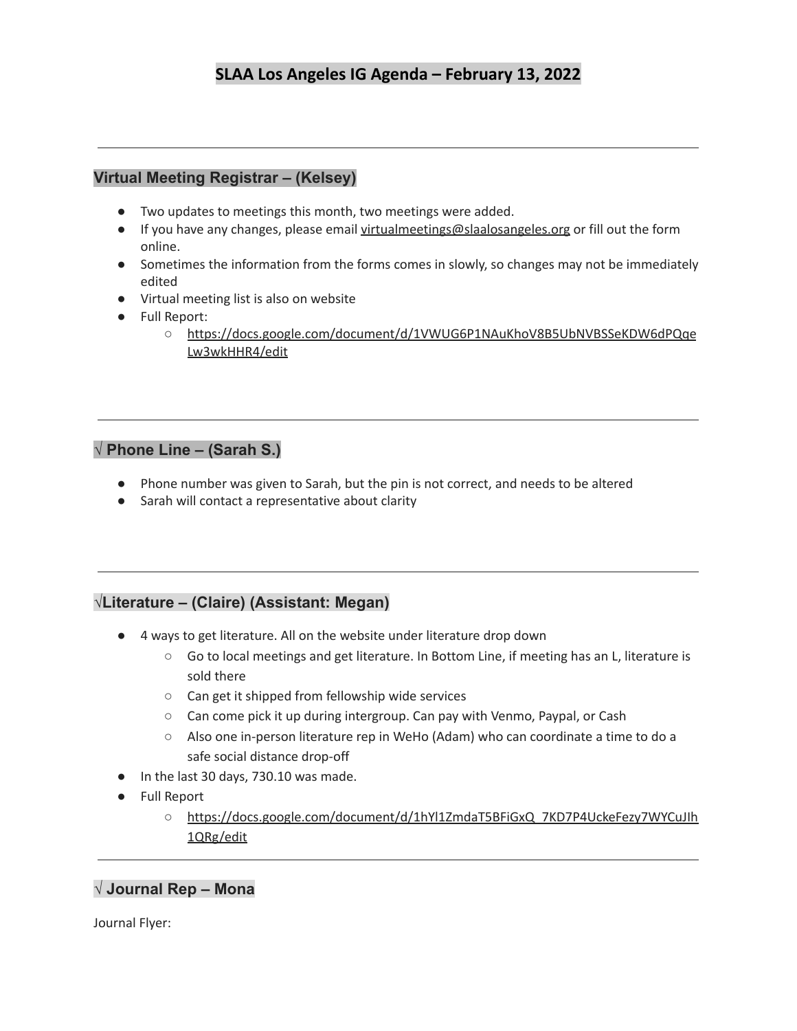# SLAA Los Angeles IG Agenda – February 13, 2022

---

## Virtual Meeting Registrar – (Kelsey)

- Two updates to meetings this month, two meetings were added.
- If you have any changes, please email virtualmeetings@slaalosangeles.org or fill out the form online.
- Sometimes the information from the forms comes in slowly, so changes may not be immediately edited
- Virtual meeting list is also on website
- Full Report:
  - https://docs.google.com/document/d/1VWUG6P1NAuKhoV8B5UbNVBSSeKDW6dPQqeLw3wkHHR4/edit

---

## √ Phone Line – (Sarah S.)

- Phone number was given to Sarah, but the pin is not correct, and needs to be altered
- Sarah will contact a representative about clarity

---

## √Literature – (Claire) (Assistant: Megan)

- 4 ways to get literature. All on the website under literature drop down
  - Go to local meetings and get literature. In Bottom Line, if meeting has an L, literature is sold there
  - Can get it shipped from fellowship wide services
  - Can come pick it up during intergroup. Can pay with Venmo, Paypal, or Cash
  - Also one in-person literature rep in WeHo (Adam) who can coordinate a time to do a safe social distance drop-off
- In the last 30 days, 730.10 was made.
- Full Report
  - https://docs.google.com/document/d/1hYl1ZmdaT5BFiGxQ_7KD7P4UckeFezy7WYCuJIh1QRg/edit

---

## √ Journal Rep – Mona

Journal Flyer: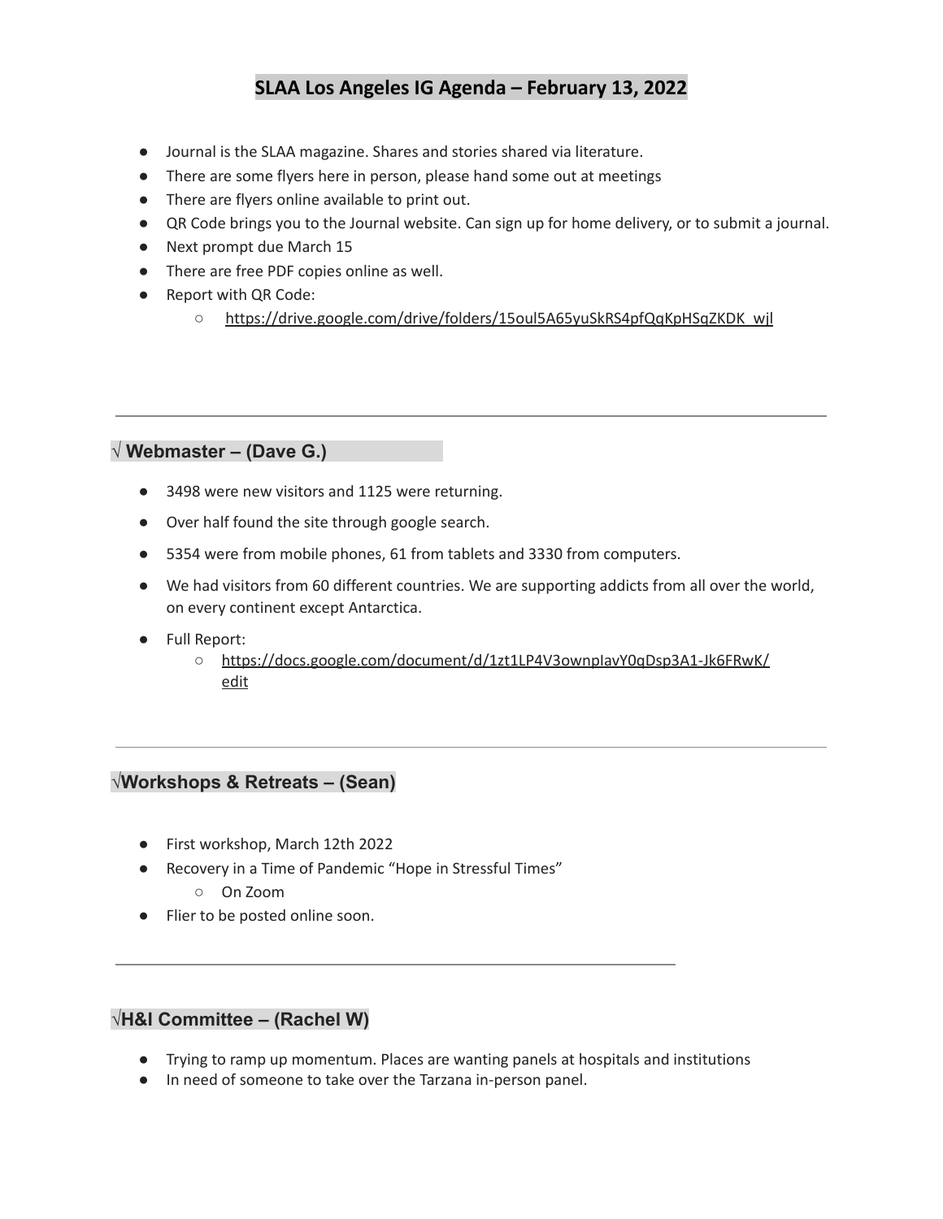# SLAA Los Angeles IG Agenda – February 13, 2022

- Journal is the SLAA magazine. Shares and stories shared via literature.
- There are some flyers here in person, please hand some out at meetings
- There are flyers online available to print out.
- QR Code brings you to the Journal website. Can sign up for home delivery, or to submit a journal.
- Next prompt due March 15
- There are free PDF copies online as well.
- Report with QR Code:
  - https://drive.google.com/drive/folders/15oul5A65yuSkRS4pfQqKpHSqZKDK_wjl

---

## √ Webmaster – (Dave G.)

- 3498 were new visitors and 1125 were returning.
- Over half found the site through google search.
- 5354 were from mobile phones, 61 from tablets and 3330 from computers.
- We had visitors from 60 different countries. We are supporting addicts from all over the world, on every continent except Antarctica.
- Full Report:
  - https://docs.google.com/document/d/1zt1LP4V3ownpIavY0qDsp3A1-Jk6FRwK/edit

---

## √Workshops & Retreats – (Sean)

- First workshop, March 12th 2022
- Recovery in a Time of Pandemic "Hope in Stressful Times"
  - On Zoom
- Flier to be posted online soon.

---

## √H&I Committee – (Rachel W)

- Trying to ramp up momentum. Places are wanting panels at hospitals and institutions
- In need of someone to take over the Tarzana in-person panel.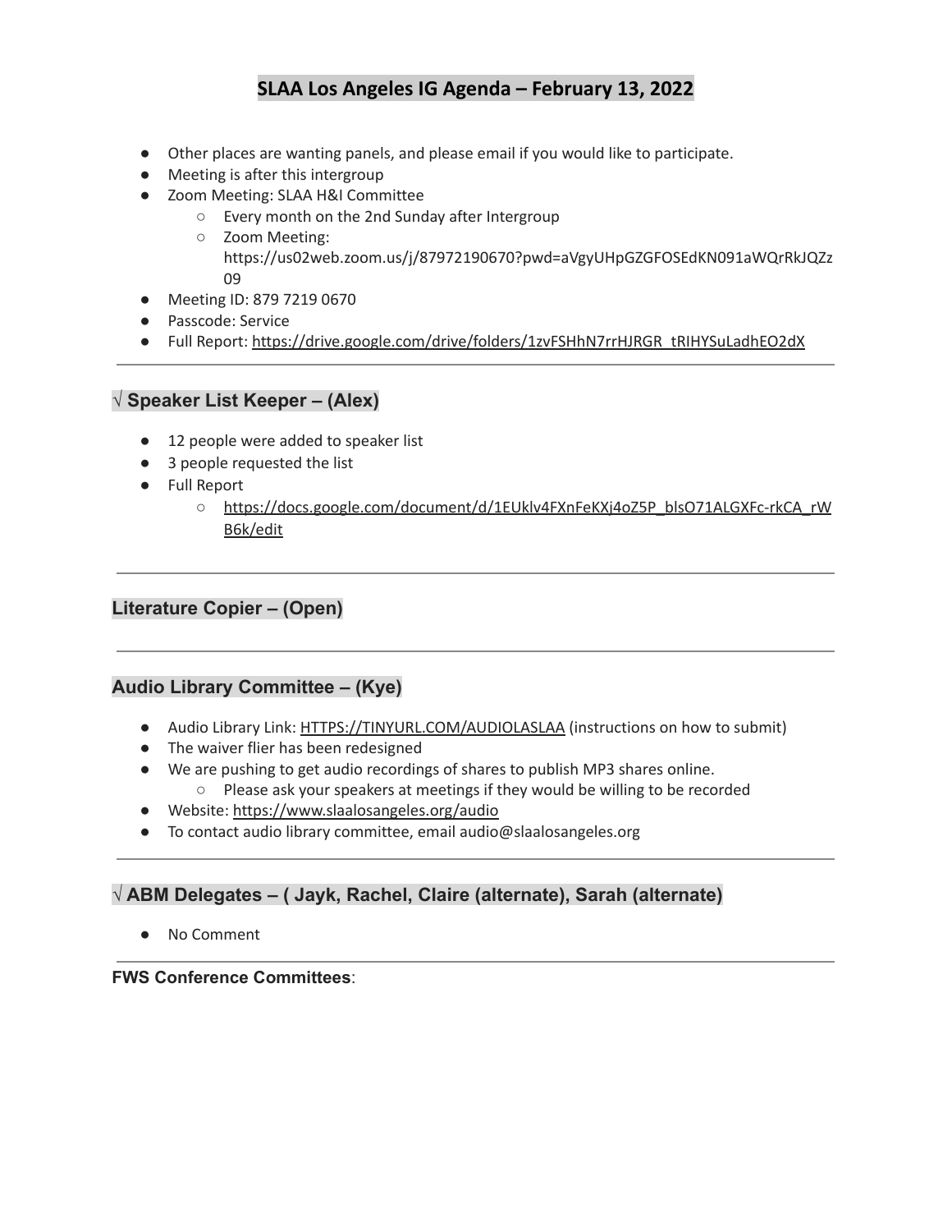# SLAA Los Angeles IG Agenda – February 13, 2022

- Other places are wanting panels, and please email if you would like to participate.
- Meeting is after this intergroup
- Zoom Meeting: SLAA H&I Committee
  - Every month on the 2nd Sunday after Intergroup
  - Zoom Meeting: https://us02web.zoom.us/j/87972190670?pwd=aVgyUHpGZGFOSEdKN091aWQrRkJQZz09
- Meeting ID: 879 7219 0670
- Passcode: Service
- Full Report: https://drive.google.com/drive/folders/1zvFSHhN7rrHJRGR_tRIHYSuLadhEO2dX

---

## √ Speaker List Keeper – (Alex)

- 12 people were added to speaker list
- 3 people requested the list
- Full Report
  - https://docs.google.com/document/d/1EUklv4FXnFeKXj4oZ5P_blsO71ALGXFc-rkCA_rWB6k/edit

---

## Literature Copier – (Open)

---

## Audio Library Committee – (Kye)

- Audio Library Link: HTTPS://TINYURL.COM/AUDIOLASLAA (instructions on how to submit)
- The waiver flier has been redesigned
- We are pushing to get audio recordings of shares to publish MP3 shares online.
  - Please ask your speakers at meetings if they would be willing to be recorded
- Website: https://www.slaalosangeles.org/audio
- To contact audio library committee, email audio@slaalosangeles.org

---

## √ ABM Delegates – ( Jayk, Rachel, Claire (alternate), Sarah (alternate)

- No Comment

---

**FWS Conference Committees**: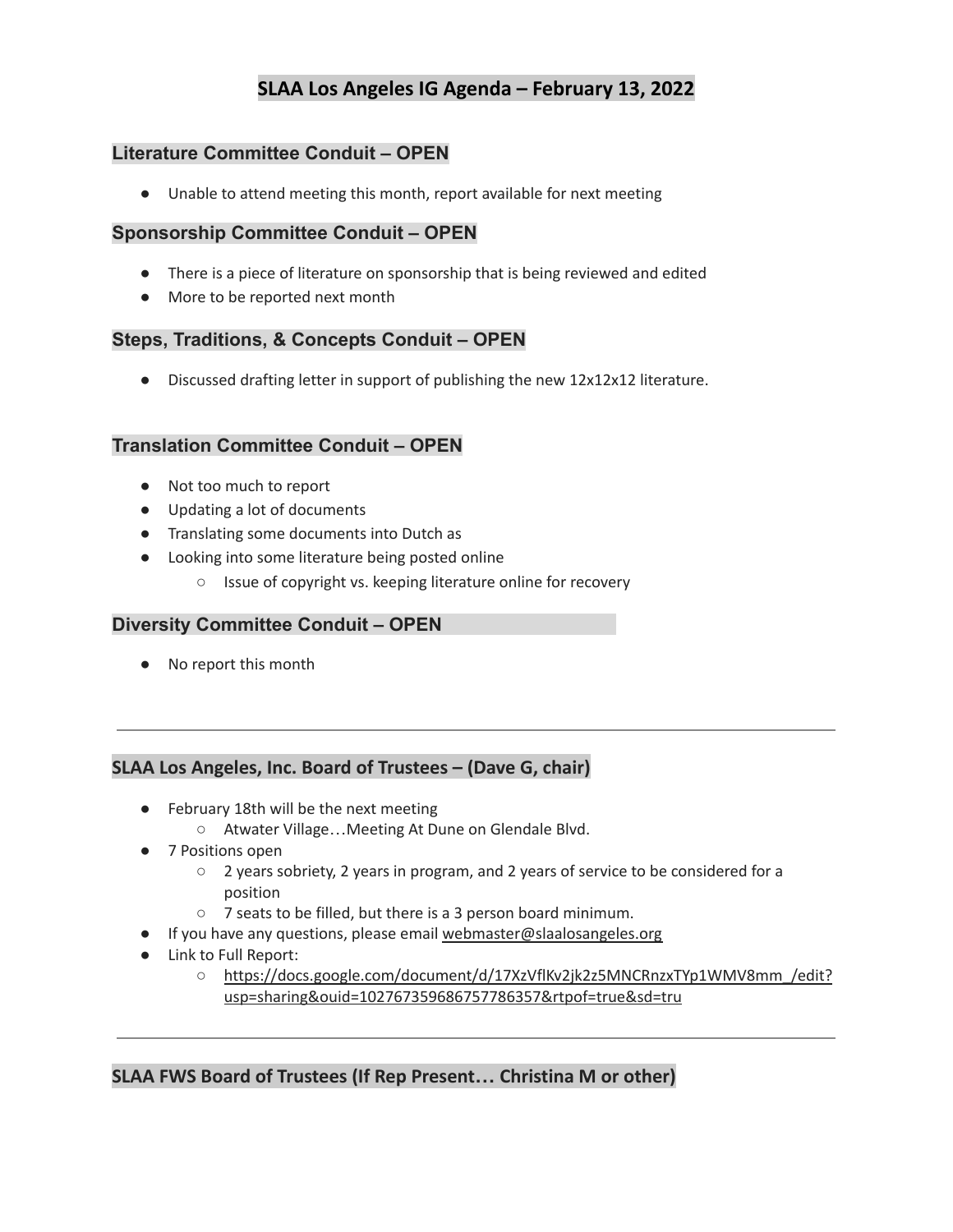# SLAA Los Angeles IG Agenda – February 13, 2022

## Literature Committee Conduit – OPEN

- Unable to attend meeting this month, report available for next meeting

## Sponsorship Committee Conduit – OPEN

- There is a piece of literature on sponsorship that is being reviewed and edited
- More to be reported next month

## Steps, Traditions, & Concepts Conduit – OPEN

- Discussed drafting letter in support of publishing the new 12x12x12 literature.

## Translation Committee Conduit – OPEN

- Not too much to report
- Updating a lot of documents
- Translating some documents into Dutch as
- Looking into some literature being posted online
  - Issue of copyright vs. keeping literature online for recovery

## Diversity Committee Conduit – OPEN

- No report this month

---

## SLAA Los Angeles, Inc. Board of Trustees – (Dave G, chair)

- February 18th will be the next meeting
  - Atwater Village…Meeting At Dune on Glendale Blvd.
- 7 Positions open
  - 2 years sobriety, 2 years in program, and 2 years of service to be considered for a position
  - 7 seats to be filled, but there is a 3 person board minimum.
- If you have any questions, please email webmaster@slaalosangeles.org
- Link to Full Report:
  - https://docs.google.com/document/d/17XzVflKv2jk2z5MNCRnzxTYp1WMV8mm_/edit?usp=sharing&ouid=102767359686757786357&rtpof=true&sd=tru

---

## SLAA FWS Board of Trustees (If Rep Present… Christina M or other)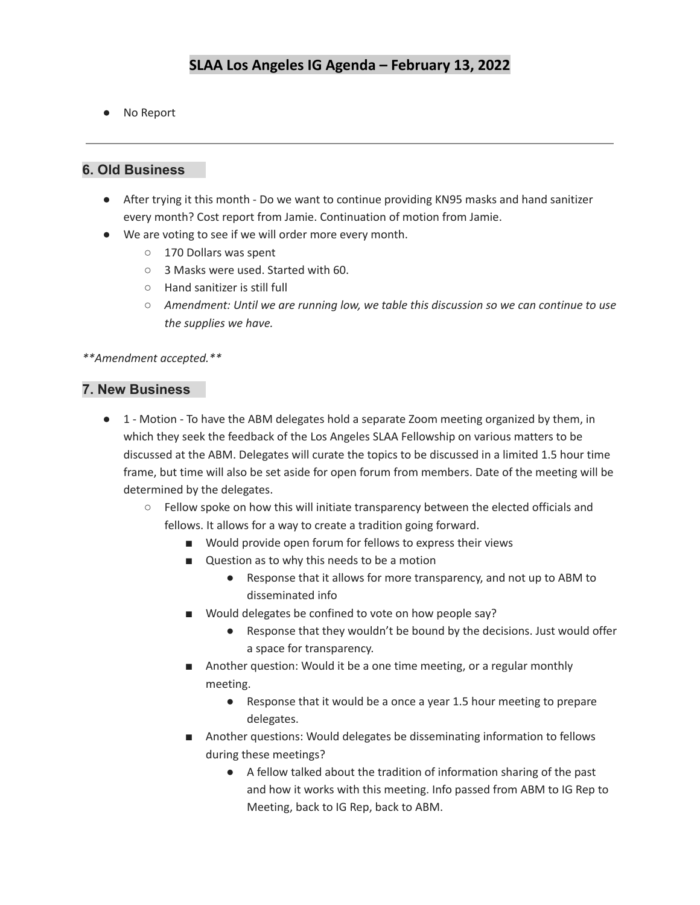# SLAA Los Angeles IG Agenda – February 13, 2022

- No Report

---

## 6. Old Business

- After trying it this month - Do we want to continue providing KN95 masks and hand sanitizer every month? Cost report from Jamie. Continuation of motion from Jamie.
- We are voting to see if we will order more every month.
  - 170 Dollars was spent
  - 3 Masks were used. Started with 60.
  - Hand sanitizer is still full
  - *Amendment: Until we are running low, we table this discussion so we can continue to use the supplies we have.*

***Amendment accepted.***

## 7. New Business

- 1 - Motion - To have the ABM delegates hold a separate Zoom meeting organized by them, in which they seek the feedback of the Los Angeles SLAA Fellowship on various matters to be discussed at the ABM. Delegates will curate the topics to be discussed in a limited 1.5 hour time frame, but time will also be set aside for open forum from members. Date of the meeting will be determined by the delegates.
  - Fellow spoke on how this will initiate transparency between the elected officials and fellows. It allows for a way to create a tradition going forward.
    - Would provide open forum for fellows to express their views
    - Question as to why this needs to be a motion
      - Response that it allows for more transparency, and not up to ABM to disseminated info
    - Would delegates be confined to vote on how people say?
      - Response that they wouldn't be bound by the decisions. Just would offer a space for transparency.
    - Another question: Would it be a one time meeting, or a regular monthly meeting.
      - Response that it would be a once a year 1.5 hour meeting to prepare delegates.
    - Another questions: Would delegates be disseminating information to fellows during these meetings?
      - A fellow talked about the tradition of information sharing of the past and how it works with this meeting. Info passed from ABM to IG Rep to Meeting, back to IG Rep, back to ABM.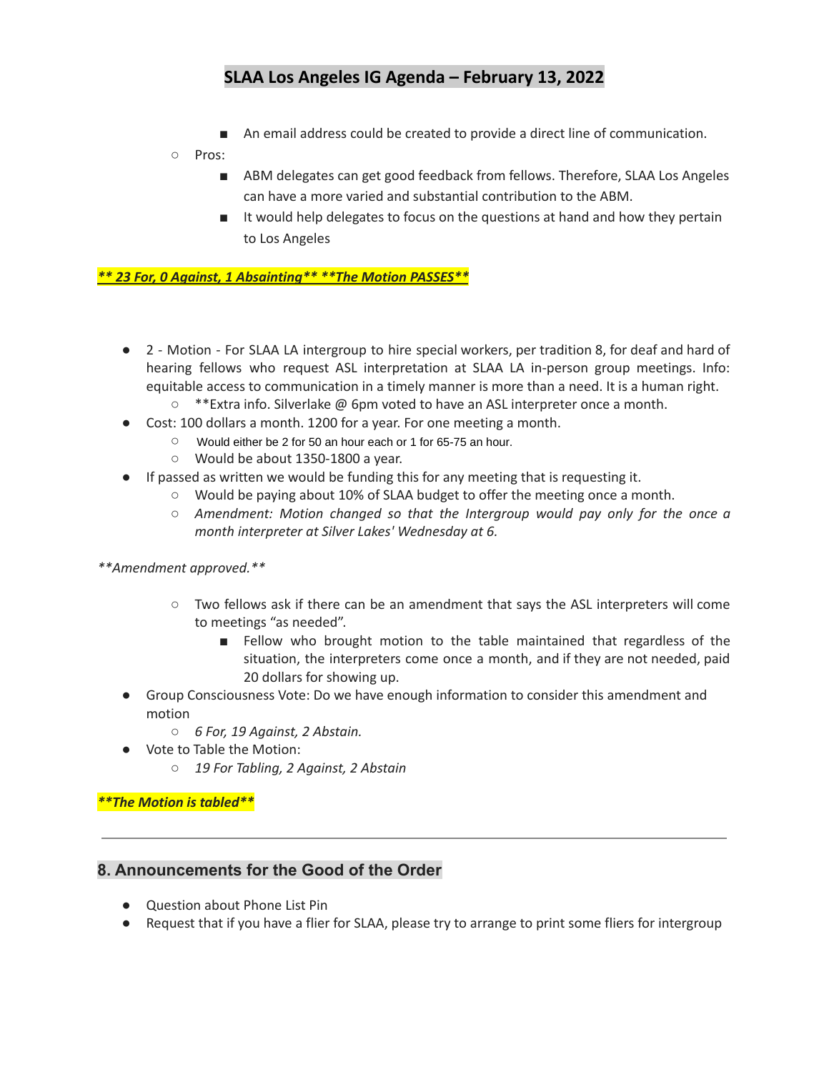- An email address could be created to provide a direct line of communication.
- Pros:
  - ABM delegates can get good feedback from fellows. Therefore, SLAA Los Angeles can have a more varied and substantial contribution to the ABM.
  - It would help delegates to focus on the questions at hand and how they pertain to Los Angeles

***\*\* 23 For, 0 Against, 1 Absainting\*\* \*\*The Motion PASSES\*\****

- 2 - Motion - For SLAA LA intergroup to hire special workers, per tradition 8, for deaf and hard of hearing fellows who request ASL interpretation at SLAA LA in-person group meetings. Info: equitable access to communication in a timely manner is more than a need. It is a human right.
  - **Extra info. Silverlake @ 6pm voted to have an ASL interpreter once a month.
- Cost: 100 dollars a month. 1200 for a year. For one meeting a month.
  - Would either be 2 for 50 an hour each or 1 for 65-75 an hour.
  - Would be about 1350-1800 a year.
- If passed as written we would be funding this for any meeting that is requesting it.
  - Would be paying about 10% of SLAA budget to offer the meeting once a month.
  - *Amendment: Motion changed so that the Intergroup would pay only for the once a month interpreter at Silver Lakes' Wednesday at 6.*

*\*\*Amendment approved.\*\**

- Two fellows ask if there can be an amendment that says the ASL interpreters will come to meetings "as needed".
  - Fellow who brought motion to the table maintained that regardless of the situation, the interpreters come once a month, and if they are not needed, paid 20 dollars for showing up.
- Group Consciousness Vote: Do we have enough information to consider this amendment and motion
  - *6 For, 19 Against, 2 Abstain.*
- Vote to Table the Motion:
  - *19 For Tabling, 2 Against, 2 Abstain*

***\*\*The Motion is tabled\*\****

---

## 8. Announcements for the Good of the Order

- Question about Phone List Pin
- Request that if you have a flier for SLAA, please try to arrange to print some fliers for intergroup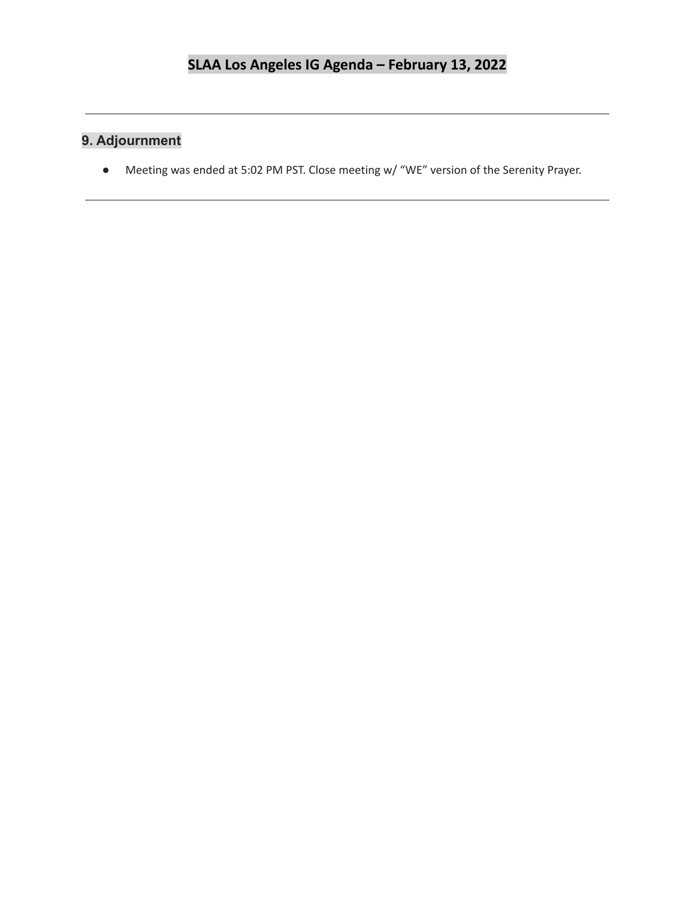## 9. Adjournment

- Meeting was ended at 5:02 PM PST. Close meeting w/ "WE" version of the Serenity Prayer.

---